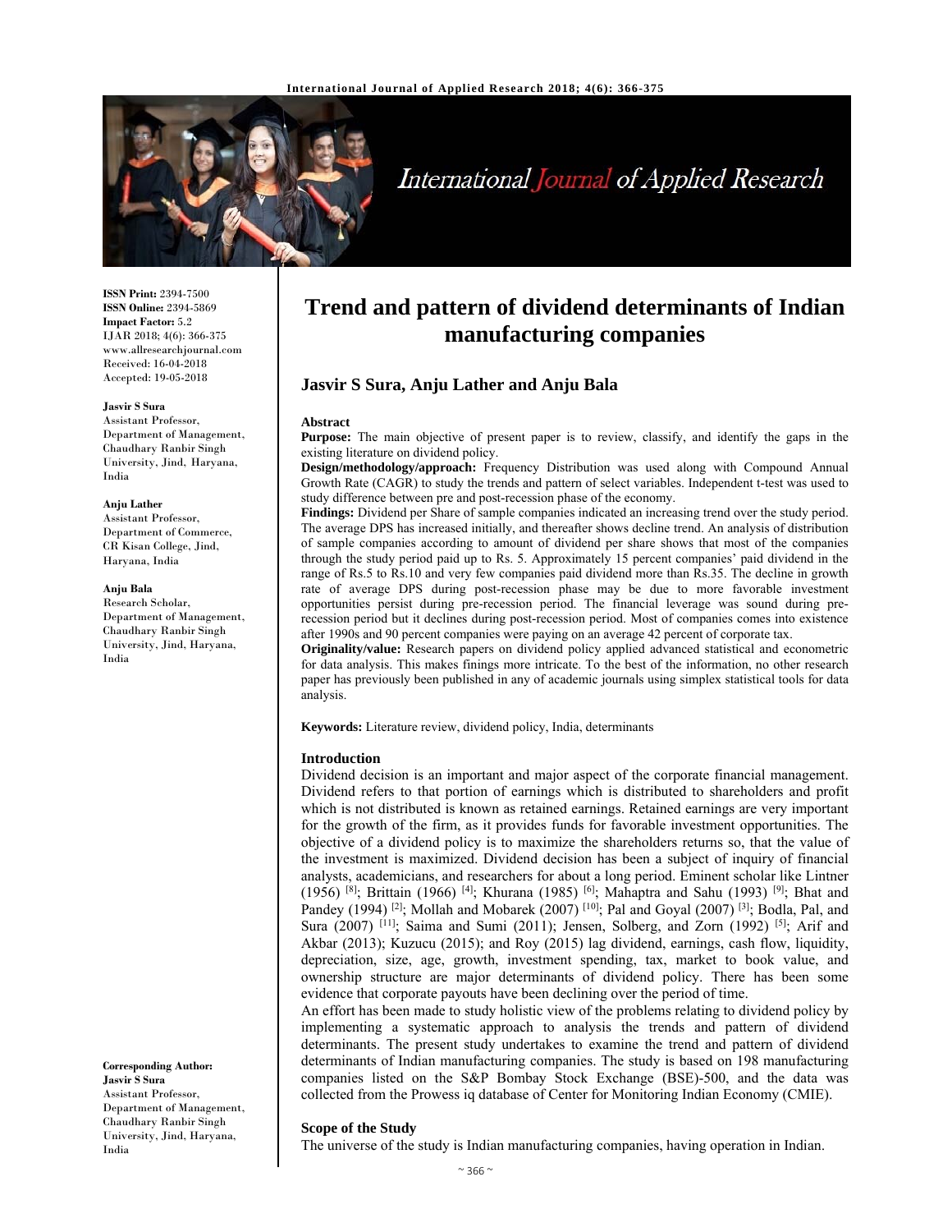# Trend and pattern of dividend determinants of Indian manufacturing companies

**Jasvir S Sura, Anju Lather and Anju Bala**

**ISSN Print:** 2394-7500
**ISSN Online:** 2394-5869
**Impact Factor:** 5.2
IJAR 2018; 4(6): 366-375
www.allresearchjournal.com
Received: 16-04-2018
Accepted: 19-05-2018

**Jasvir S Sura**
Assistant Professor, Department of Management, Chaudhary Ranbir Singh University, Jind, Haryana, India

**Anju Lather**
Assistant Professor, Department of Commerce, CR Kisan College, Jind, Haryana, India

**Anju Bala**
Research Scholar, Department of Management, Chaudhary Ranbir Singh University, Jind, Haryana, India

**Corresponding Author:**
**Jasvir S Sura**
Assistant Professor, Department of Management, Chaudhary Ranbir Singh University, Jind, Haryana, India

## Abstract

**Purpose:** The main objective of present paper is to review, classify, and identify the gaps in the existing literature on dividend policy.

**Design/methodology/approach:** Frequency Distribution was used along with Compound Annual Growth Rate (CAGR) to study the trends and pattern of select variables. Independent t-test was used to study difference between pre and post-recession phase of the economy.

**Findings:** Dividend per Share of sample companies indicated an increasing trend over the study period. The average DPS has increased initially, and thereafter shows decline trend. An analysis of distribution of sample companies according to amount of dividend per share shows that most of the companies through the study period paid up to Rs. 5. Approximately 15 percent companies' paid dividend in the range of Rs.5 to Rs.10 and very few companies paid dividend more than Rs.35. The decline in growth rate of average DPS during post-recession phase may be due to more favorable investment opportunities persist during pre-recession period. The financial leverage was sound during pre-recession period but it declines during post-recession period. Most of companies comes into existence after 1990s and 90 percent companies were paying on an average 42 percent of corporate tax.

**Originality/value:** Research papers on dividend policy applied advanced statistical and econometric for data analysis. This makes finings more intricate. To the best of the information, no other research paper has previously been published in any of academic journals using simplex statistical tools for data analysis.

**Keywords:** Literature review, dividend policy, India, determinants

## Introduction

Dividend decision is an important and major aspect of the corporate financial management. Dividend refers to that portion of earnings which is distributed to shareholders and profit which is not distributed is known as retained earnings. Retained earnings are very important for the growth of the firm, as it provides funds for favorable investment opportunities. The objective of a dividend policy is to maximize the shareholders returns so, that the value of the investment is maximized. Dividend decision has been a subject of inquiry of financial analysts, academicians, and researchers for about a long period. Eminent scholar like Lintner (1956) [8]; Brittain (1966) [4]; Khurana (1985) [6]; Mahaptra and Sahu (1993) [9]; Bhat and Pandey (1994) [2]; Mollah and Mobarek (2007) [10]; Pal and Goyal (2007) [3]; Bodla, Pal, and Sura (2007) [11]; Saima and Sumi (2011); Jensen, Solberg, and Zorn (1992) [5]; Arif and Akbar (2013); Kuzucu (2015); and Roy (2015) lag dividend, earnings, cash flow, liquidity, depreciation, size, age, growth, investment spending, tax, market to book value, and ownership structure are major determinants of dividend policy. There has been some evidence that corporate payouts have been declining over the period of time.

An effort has been made to study holistic view of the problems relating to dividend policy by implementing a systematic approach to analysis the trends and pattern of dividend determinants. The present study undertakes to examine the trend and pattern of dividend determinants of Indian manufacturing companies. The study is based on 198 manufacturing companies listed on the S&P Bombay Stock Exchange (BSE)-500, and the data was collected from the Prowess iq database of Center for Monitoring Indian Economy (CMIE).

## Scope of the Study

The universe of the study is Indian manufacturing companies, having operation in Indian.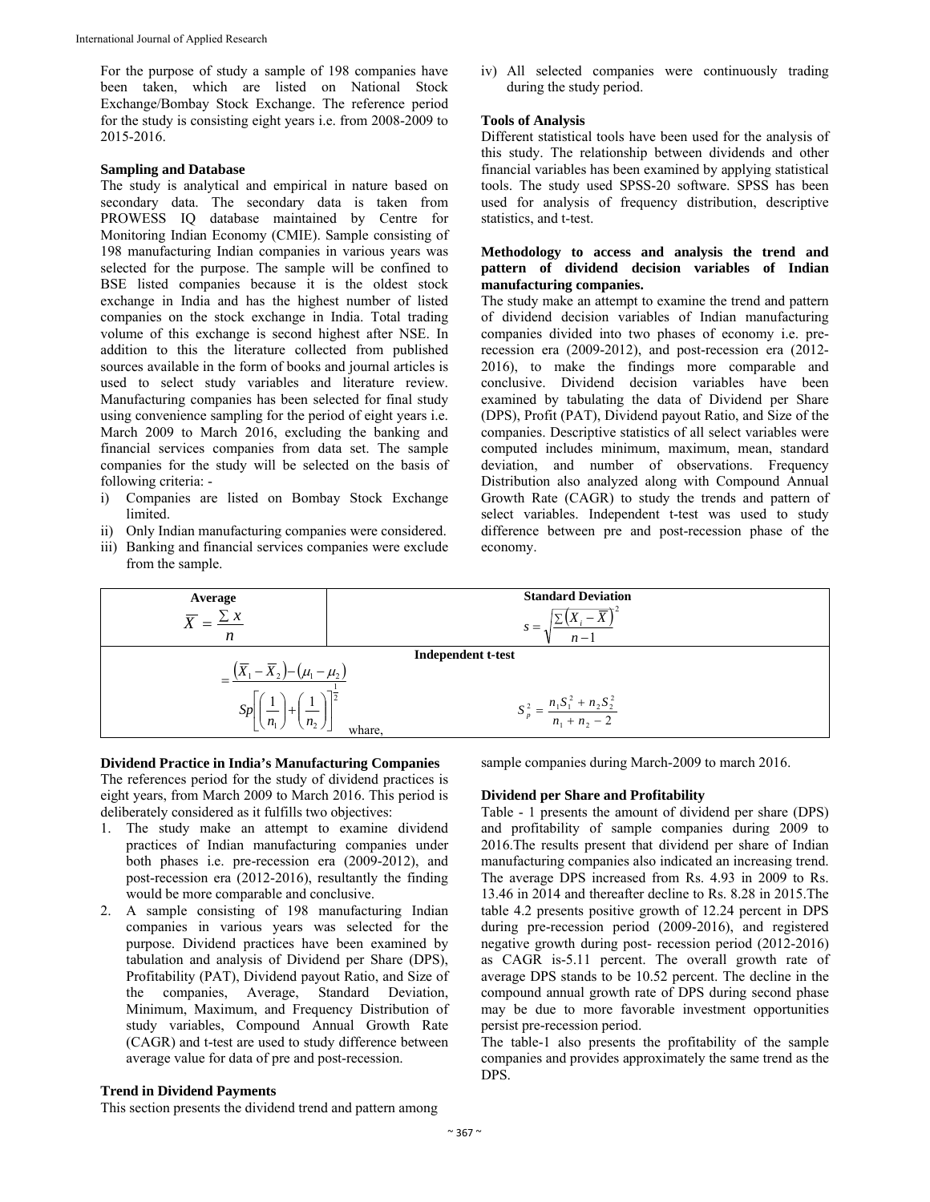For the purpose of study a sample of 198 companies have been taken, which are listed on National Stock Exchange/Bombay Stock Exchange. The reference period for the study is consisting eight years i.e. from 2008-2009 to 2015-2016.

**Sampling and Database**

The study is analytical and empirical in nature based on secondary data. The secondary data is taken from PROWESS IQ database maintained by Centre for Monitoring Indian Economy (CMIE). Sample consisting of 198 manufacturing Indian companies in various years was selected for the purpose. The sample will be confined to BSE listed companies because it is the oldest stock exchange in India and has the highest number of listed companies on the stock exchange in India. Total trading volume of this exchange is second highest after NSE. In addition to this the literature collected from published sources available in the form of books and journal articles is used to select study variables and literature review. Manufacturing companies has been selected for final study using convenience sampling for the period of eight years i.e. March 2009 to March 2016, excluding the banking and financial services companies from data set. The sample companies for the study will be selected on the basis of following criteria: -

i) Companies are listed on Bombay Stock Exchange limited.
ii) Only Indian manufacturing companies were considered.
iii) Banking and financial services companies were exclude from the sample.
iv) All selected companies were continuously trading during the study period.

**Tools of Analysis**

Different statistical tools have been used for the analysis of this study. The relationship between dividends and other financial variables has been examined by applying statistical tools. The study used SPSS-20 software. SPSS has been used for analysis of frequency distribution, descriptive statistics, and t-test.

**Methodology to access and analysis the trend and pattern of dividend decision variables of Indian manufacturing companies.**

The study make an attempt to examine the trend and pattern of dividend decision variables of Indian manufacturing companies divided into two phases of economy i.e. pre-recession era (2009-2012), and post-recession era (2012-2016), to make the findings more comparable and conclusive. Dividend decision variables have been examined by tabulating the data of Dividend per Share (DPS), Profit (PAT), Dividend payout Ratio, and Size of the companies. Descriptive statistics of all select variables were computed includes minimum, maximum, mean, standard deviation, and number of observations. Frequency Distribution also analyzed along with Compound Annual Growth Rate (CAGR) to study the trends and pattern of select variables. Independent t-test was used to study difference between pre and post-recession phase of the economy.

| Average | Standard Deviation |
|---|---|
| $\overline{X} = \frac{\sum x}{n}$ | $s = \sqrt{\frac{\sum\left(X_i - \overline{X}\right)^2}{n-1}}$ |
| **Independent t-test** | |
| $= \frac{\left(\overline{X}_1 - \overline{X}_2\right) - \left(\mu_1 - \mu_2\right)}{Sp\left[\left(\frac{1}{n_1}\right) + \left(\frac{1}{n_2}\right)\right]^{\frac{1}{2}}}$ whare, | $S_p^2 = \frac{n_1 S_1^2 + n_2 S_2^2}{n_1 + n_2 - 2}$ |

**Dividend Practice in India's Manufacturing Companies**

The references period for the study of dividend practices is eight years, from March 2009 to March 2016. This period is deliberately considered as it fulfills two objectives:

1. The study make an attempt to examine dividend practices of Indian manufacturing companies under both phases i.e. pre-recession era (2009-2012), and post-recession era (2012-2016), resultantly the finding would be more comparable and conclusive.
2. A sample consisting of 198 manufacturing Indian companies in various years was selected for the purpose. Dividend practices have been examined by tabulation and analysis of Dividend per Share (DPS), Profitability (PAT), Dividend payout Ratio, and Size of the companies, Average, Standard Deviation, Minimum, Maximum, and Frequency Distribution of study variables, Compound Annual Growth Rate (CAGR) and t-test are used to study difference between average value for data of pre and post-recession.

**Trend in Dividend Payments**

This section presents the dividend trend and pattern among sample companies during March-2009 to march 2016.

**Dividend per Share and Profitability**

Table - 1 presents the amount of dividend per share (DPS) and profitability of sample companies during 2009 to 2016.The results present that dividend per share of Indian manufacturing companies also indicated an increasing trend. The average DPS increased from Rs. 4.93 in 2009 to Rs. 13.46 in 2014 and thereafter decline to Rs. 8.28 in 2015.The table 4.2 presents positive growth of 12.24 percent in DPS during pre-recession period (2009-2016), and registered negative growth during post- recession period (2012-2016) as CAGR is-5.11 percent. The overall growth rate of average DPS stands to be 10.52 percent. The decline in the compound annual growth rate of DPS during second phase may be due to more favorable investment opportunities persist pre-recession period.

The table-1 also presents the profitability of the sample companies and provides approximately the same trend as the DPS.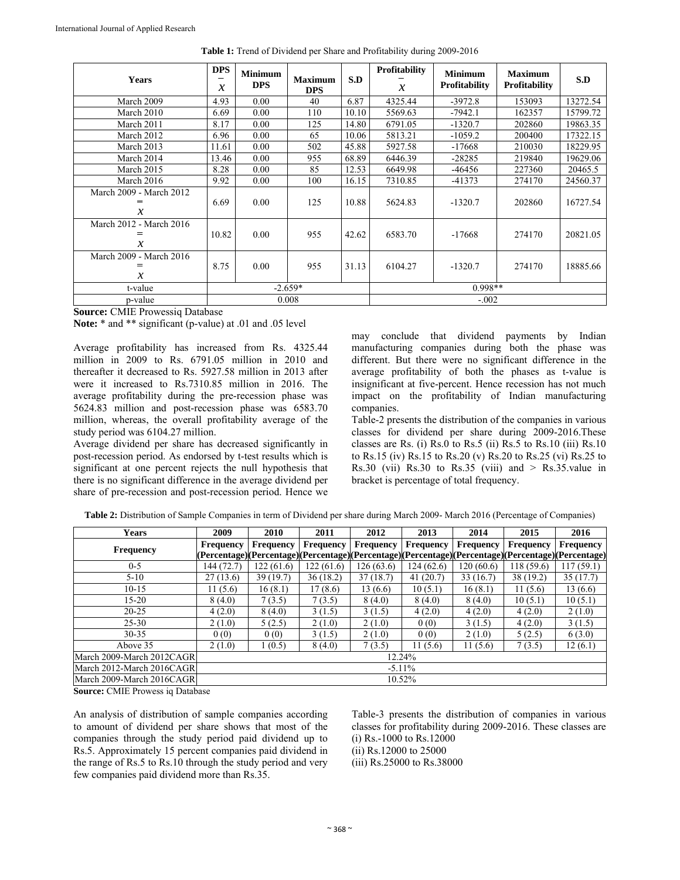**Table 1:** Trend of Dividend per Share and Profitability during 2009-2016

| Years | DPS $\bar{X}$ | Minimum DPS | Maximum DPS | S.D | Profitability $\bar{X}$ | Minimum Profitability | Maximum Profitability | S.D |
|---|---|---|---|---|---|---|---|---|
| March 2009 | 4.93 | 0.00 | 40 | 6.87 | 4325.44 | -3972.8 | 153093 | 13272.54 |
| March 2010 | 6.69 | 0.00 | 110 | 10.10 | 5569.63 | -7942.1 | 162357 | 15799.72 |
| March 2011 | 8.17 | 0.00 | 125 | 14.80 | 6791.05 | -1320.7 | 202860 | 19863.35 |
| March 2012 | 6.96 | 0.00 | 65 | 10.06 | 5813.21 | -1059.2 | 200400 | 17322.15 |
| March 2013 | 11.61 | 0.00 | 502 | 45.88 | 5927.58 | -17668 | 210030 | 18229.95 |
| March 2014 | 13.46 | 0.00 | 955 | 68.89 | 6446.39 | -28285 | 219840 | 19629.06 |
| March 2015 | 8.28 | 0.00 | 85 | 12.53 | 6649.98 | -46456 | 227360 | 20465.5 |
| March 2016 | 9.92 | 0.00 | 100 | 16.15 | 7310.85 | -41373 | 274170 | 24560.37 |
| March 2009 - March 2012 $\bar{\bar{X}}$ | 6.69 | 0.00 | 125 | 10.88 | 5624.83 | -1320.7 | 202860 | 16727.54 |
| March 2012 - March 2016 $\bar{\bar{X}}$ | 10.82 | 0.00 | 955 | 42.62 | 6583.70 | -17668 | 274170 | 20821.05 |
| March 2009 - March 2016 $\bar{\bar{X}}$ | 8.75 | 0.00 | 955 | 31.13 | 6104.27 | -1320.7 | 274170 | 18885.66 |
| t-value | -2.659* | | | | 0.998** | | | |
| p-value | 0.008 | | | | -.002 | | | |

**Source:** CMIE Prowessiq Database

**Note:** * and ** significant (p-value) at .01 and .05 level

Average profitability has increased from Rs. 4325.44 million in 2009 to Rs. 6791.05 million in 2010 and thereafter it decreased to Rs. 5927.58 million in 2013 after were it increased to Rs.7310.85 million in 2016. The average profitability during the pre-recession phase was 5624.83 million and post-recession phase was 6583.70 million, whereas, the overall profitability average of the study period was 6104.27 million.

Average dividend per share has decreased significantly in post-recession period. As endorsed by t-test results which is significant at one percent rejects the null hypothesis that there is no significant difference in the average dividend per share of pre-recession and post-recession period. Hence we may conclude that dividend payments by Indian manufacturing companies during both the phase was different. But there were no significant difference in the average profitability of both the phases as t-value is insignificant at five-percent. Hence recession has not much impact on the profitability of Indian manufacturing companies.

Table-2 presents the distribution of the companies in various classes for dividend per share during 2009-2016.These classes are Rs. (i) Rs.0 to Rs.5 (ii) Rs.5 to Rs.10 (iii) Rs.10 to Rs.15 (iv) Rs.15 to Rs.20 (v) Rs.20 to Rs.25 (vi) Rs.25 to Rs.30 (vii) Rs.30 to Rs.35 (viii) and > Rs.35.value in bracket is percentage of total frequency.

**Table 2:** Distribution of Sample Companies in term of Dividend per share during March 2009- March 2016 (Percentage of Companies)

| Years | 2009 | 2010 | 2011 | 2012 | 2013 | 2014 | 2015 | 2016 |
|---|---|---|---|---|---|---|---|---|
| Frequency | Frequency (Percentage) | Frequency (Percentage) | Frequency (Percentage) | Frequency (Percentage) | Frequency (Percentage) | Frequency (Percentage) | Frequency (Percentage) | Frequency (Percentage) |
| 0-5 | 144 (72.7) | 122 (61.6) | 122 (61.6) | 126 (63.6) | 124 (62.6) | 120 (60.6) | 118 (59.6) | 117 (59.1) |
| 5-10 | 27 (13.6) | 39 (19.7) | 36 (18.2) | 37 (18.7) | 41 (20.7) | 33 (16.7) | 38 (19.2) | 35 (17.7) |
| 10-15 | 11 (5.6) | 16 (8.1) | 17 (8.6) | 13 (6.6) | 10 (5.1) | 16 (8.1) | 11 (5.6) | 13 (6.6) |
| 15-20 | 8 (4.0) | 7 (3.5) | 7 (3.5) | 8 (4.0) | 8 (4.0) | 8 (4.0) | 10 (5.1) | 10 (5.1) |
| 20-25 | 4 (2.0) | 8 (4.0) | 3 (1.5) | 3 (1.5) | 4 (2.0) | 4 (2.0) | 4 (2.0) | 2 (1.0) |
| 25-30 | 2 (1.0) | 5 (2.5) | 2 (1.0) | 2 (1.0) | 0 (0) | 3 (1.5) | 4 (2.0) | 3 (1.5) |
| 30-35 | 0 (0) | 0 (0) | 3 (1.5) | 2 (1.0) | 0 (0) | 2 (1.0) | 5 (2.5) | 6 (3.0) |
| Above 35 | 2 (1.0) | 1 (0.5) | 8 (4.0) | 7 (3.5) | 11 (5.6) | 11 (5.6) | 7 (3.5) | 12 (6.1) |
| March 2009-March 2012CAGR | 12.24% | | | | | | | |
| March 2012-March 2016CAGR | -5.11% | | | | | | | |
| March 2009-March 2016CAGR | 10.52% | | | | | | | |

**Source:** CMIE Prowess iq Database

An analysis of distribution of sample companies according to amount of dividend per share shows that most of the companies through the study period paid dividend up to Rs.5. Approximately 15 percent companies paid dividend in the range of Rs.5 to Rs.10 through the study period and very few companies paid dividend more than Rs.35.

Table-3 presents the distribution of companies in various classes for profitability during 2009-2016. These classes are

(i) Rs.-1000 to Rs.12000

(ii) Rs.12000 to 25000

(iii) Rs.25000 to Rs.38000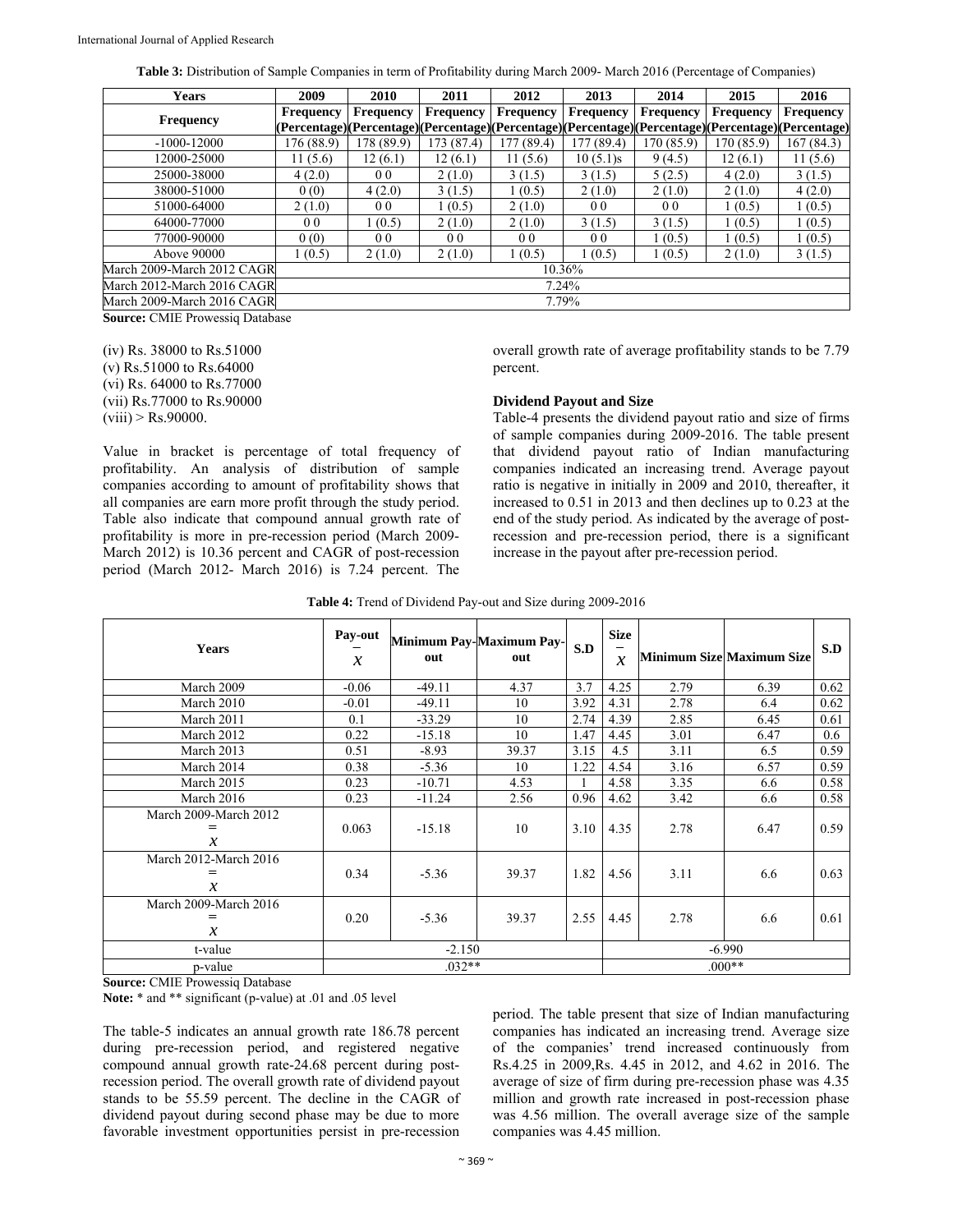**Table 3:** Distribution of Sample Companies in term of Profitability during March 2009- March 2016 (Percentage of Companies)

| Years | 2009 | 2010 | 2011 | 2012 | 2013 | 2014 | 2015 | 2016 |
|---|---|---|---|---|---|---|---|---|
| Frequency | Frequency (Percentage) | Frequency (Percentage) | Frequency (Percentage) | Frequency (Percentage) | Frequency (Percentage) | Frequency (Percentage) | Frequency (Percentage) | Frequency (Percentage) |
| -1000-12000 | 176 (88.9) | 178 (89.9) | 173 (87.4) | 177 (89.4) | 177 (89.4) | 170 (85.9) | 170 (85.9) | 167 (84.3) |
| 12000-25000 | 11 (5.6) | 12 (6.1) | 12 (6.1) | 11 (5.6) | 10 (5.1)s | 9 (4.5) | 12 (6.1) | 11 (5.6) |
| 25000-38000 | 4 (2.0) | 0 0 | 2 (1.0) | 3 (1.5) | 3 (1.5) | 5 (2.5) | 4 (2.0) | 3 (1.5) |
| 38000-51000 | 0 (0) | 4 (2.0) | 3 (1.5) | 1 (0.5) | 2 (1.0) | 2 (1.0) | 2 (1.0) | 4 (2.0) |
| 51000-64000 | 2 (1.0) | 0 0 | 1 (0.5) | 2 (1.0) | 0 0 | 0 0 | 1 (0.5) | 1 (0.5) |
| 64000-77000 | 0 0 | 1 (0.5) | 2 (1.0) | 2 (1.0) | 3 (1.5) | 3 (1.5) | 1 (0.5) | 1 (0.5) |
| 77000-90000 | 0 (0) | 0 0 | 0 0 | 0 0 | 0 0 | 1 (0.5) | 1 (0.5) | 1 (0.5) |
| Above 90000 | 1 (0.5) | 2 (1.0) | 2 (1.0) | 1 (0.5) | 1 (0.5) | 1 (0.5) | 2 (1.0) | 3 (1.5) |
| March 2009-March 2012 CAGR | 10.36% | | | | | | | |
| March 2012-March 2016 CAGR | 7.24% | | | | | | | |
| March 2009-March 2016 CAGR | 7.79% | | | | | | | |

**Source:** CMIE Prowessiq Database

(iv) Rs. 38000 to Rs.51000
(v) Rs.51000 to Rs.64000
(vi) Rs. 64000 to Rs.77000
(vii) Rs.77000 to Rs.90000
(viii) > Rs.90000.

Value in bracket is percentage of total frequency of profitability. An analysis of distribution of sample companies according to amount of profitability shows that all companies are earn more profit through the study period. Table also indicate that compound annual growth rate of profitability is more in pre-recession period (March 2009-March 2012) is 10.36 percent and CAGR of post-recession period (March 2012- March 2016) is 7.24 percent. The overall growth rate of average profitability stands to be 7.79 percent.

**Dividend Payout and Size**

Table-4 presents the dividend payout ratio and size of firms of sample companies during 2009-2016. The table present that dividend payout ratio of Indian manufacturing companies indicated an increasing trend. Average payout ratio is negative in initially in 2009 and 2010, thereafter, it increased to 0.51 in 2013 and then declines up to 0.23 at the end of the study period. As indicated by the average of post-recession and pre-recession period, there is a significant increase in the payout after pre-recession period.

**Table 4:** Trend of Dividend Pay-out and Size during 2009-2016

| Years | Pay-out $\bar{x}$ | Minimum Pay-out | Maximum Pay-out | S.D | Size $\bar{x}$ | Minimum Size | Maximum Size | S.D |
|---|---|---|---|---|---|---|---|---|
| March 2009 | -0.06 | -49.11 | 4.37 | 3.7 | 4.25 | 2.79 | 6.39 | 0.62 |
| March 2010 | -0.01 | -49.11 | 10 | 3.92 | 4.31 | 2.78 | 6.4 | 0.62 |
| March 2011 | 0.1 | -33.29 | 10 | 2.74 | 4.39 | 2.85 | 6.45 | 0.61 |
| March 2012 | 0.22 | -15.18 | 10 | 1.47 | 4.45 | 3.01 | 6.47 | 0.6 |
| March 2013 | 0.51 | -8.93 | 39.37 | 3.15 | 4.5 | 3.11 | 6.5 | 0.59 |
| March 2014 | 0.38 | -5.36 | 10 | 1.22 | 4.54 | 3.16 | 6.57 | 0.59 |
| March 2015 | 0.23 | -10.71 | 4.53 | 1 | 4.58 | 3.35 | 6.6 | 0.58 |
| March 2016 | 0.23 | -11.24 | 2.56 | 0.96 | 4.62 | 3.42 | 6.6 | 0.58 |
| March 2009-March 2012 $\bar{\bar{x}}$ | 0.063 | -15.18 | 10 | 3.10 | 4.35 | 2.78 | 6.47 | 0.59 |
| March 2012-March 2016 $\bar{\bar{x}}$ | 0.34 | -5.36 | 39.37 | 1.82 | 4.56 | 3.11 | 6.6 | 0.63 |
| March 2009-March 2016 $\bar{\bar{x}}$ | 0.20 | -5.36 | 39.37 | 2.55 | 4.45 | 2.78 | 6.6 | 0.61 |
| t-value | -2.150 | | | | -6.990 | | | |
| p-value | .032** | | | | .000** | | | |

**Source:** CMIE Prowessiq Database
**Note:** * and ** significant (p-value) at .01 and .05 level

The table-5 indicates an annual growth rate 186.78 percent during pre-recession period, and registered negative compound annual growth rate-24.68 percent during post-recession period. The overall growth rate of dividend payout stands to be 55.59 percent. The decline in the CAGR of dividend payout during second phase may be due to more favorable investment opportunities persist in pre-recession period. The table present that size of Indian manufacturing companies has indicated an increasing trend. Average size of the companies' trend increased continuously from Rs.4.25 in 2009,Rs. 4.45 in 2012, and 4.62 in 2016. The average of size of firm during pre-recession phase was 4.35 million and growth rate increased in post-recession phase was 4.56 million. The overall average size of the sample companies was 4.45 million.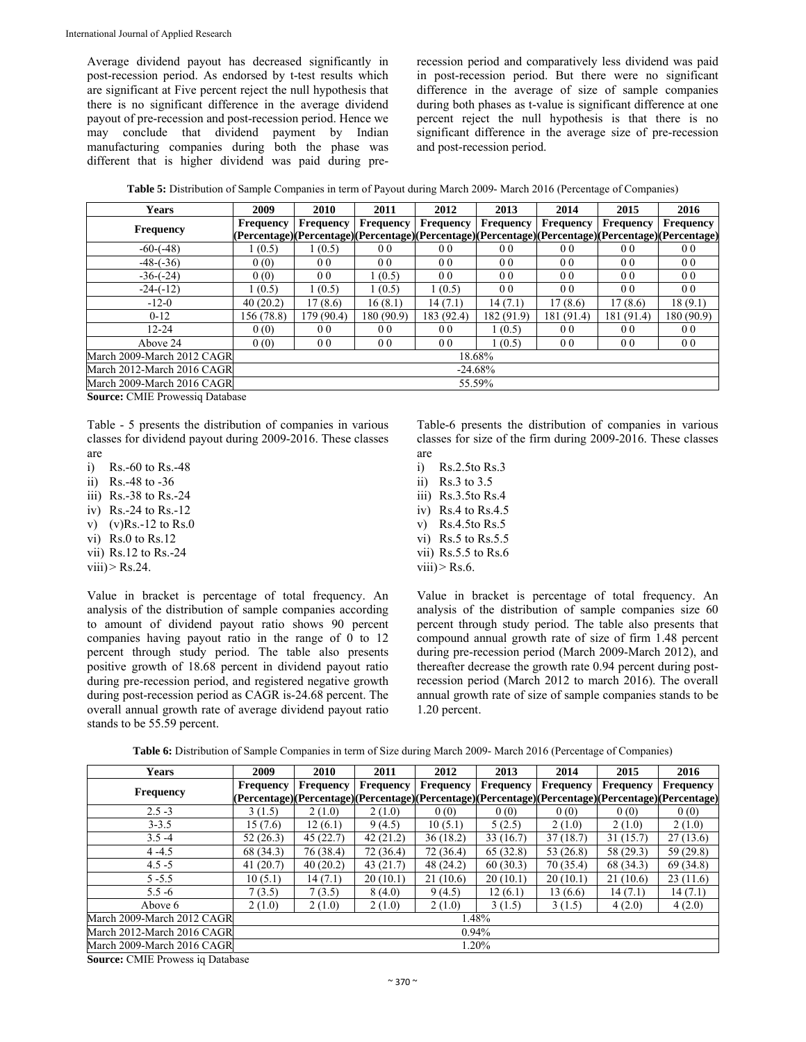Average dividend payout has decreased significantly in post-recession period. As endorsed by t-test results which are significant at Five percent reject the null hypothesis that there is no significant difference in the average dividend payout of pre-recession and post-recession period. Hence we may conclude that dividend payment by Indian manufacturing companies during both the phase was different that is higher dividend was paid during pre-recession period and comparatively less dividend was paid in post-recession period. But there were no significant difference in the average of size of sample companies during both phases as t-value is significant difference at one percent reject the null hypothesis is that there is no significant difference in the average size of pre-recession and post-recession period.

**Table 5:** Distribution of Sample Companies in term of Payout during March 2009- March 2016 (Percentage of Companies)

| Years | 2009 | 2010 | 2011 | 2012 | 2013 | 2014 | 2015 | 2016 |
|---|---|---|---|---|---|---|---|---|
| Frequency | Frequency (Percentage) | Frequency (Percentage) | Frequency (Percentage) | Frequency (Percentage) | Frequency (Percentage) | Frequency (Percentage) | Frequency (Percentage) | Frequency (Percentage) |
| -60-(-48) | 1 (0.5) | 1 (0.5) | 0 0 | 0 0 | 0 0 | 0 0 | 0 0 | 0 0 |
| -48-(-36) | 0 (0) | 0 0 | 0 0 | 0 0 | 0 0 | 0 0 | 0 0 | 0 0 |
| -36-(-24) | 0 (0) | 0 0 | 1 (0.5) | 0 0 | 0 0 | 0 0 | 0 0 | 0 0 |
| -24-(-12) | 1 (0.5) | 1 (0.5) | 1 (0.5) | 1 (0.5) | 0 0 | 0 0 | 0 0 | 0 0 |
| -12-0 | 40 (20.2) | 17 (8.6) | 16 (8.1) | 14 (7.1) | 14 (7.1) | 17 (8.6) | 17 (8.6) | 18 (9.1) |
| 0-12 | 156 (78.8) | 179 (90.4) | 180 (90.9) | 183 (92.4) | 182 (91.9) | 181 (91.4) | 181 (91.4) | 180 (90.9) |
| 12-24 | 0 (0) | 0 0 | 0 0 | 0 0 | 1 (0.5) | 0 0 | 0 0 | 0 0 |
| Above 24 | 0 (0) | 0 0 | 0 0 | 0 0 | 1 (0.5) | 0 0 | 0 0 | 0 0 |
| March 2009-March 2012 CAGR | 18.68% | | | | | | | |
| March 2012-March 2016 CAGR | -24.68% | | | | | | | |
| March 2009-March 2016 CAGR | 55.59% | | | | | | | |

**Source:** CMIE Prowessiq Database

Table - 5 presents the distribution of companies in various classes for dividend payout during 2009-2016. These classes are

i) Rs.-60 to Rs.-48
ii) Rs.-48 to -36
iii) Rs.-38 to Rs.-24
iv) Rs.-24 to Rs.-12
v) (v)Rs.-12 to Rs.0
vi) Rs.0 to Rs.12
vii) Rs.12 to Rs.-24
viii) > Rs.24.

Value in bracket is percentage of total frequency. An analysis of the distribution of sample companies according to amount of dividend payout ratio shows 90 percent companies having payout ratio in the range of 0 to 12 percent through study period. The table also presents positive growth of 18.68 percent in dividend payout ratio during pre-recession period, and registered negative growth during post-recession period as CAGR is-24.68 percent. The overall annual growth rate of average dividend payout ratio stands to be 55.59 percent.

Table-6 presents the distribution of companies in various classes for size of the firm during 2009-2016. These classes are

i) Rs.2.5to Rs.3
ii) Rs.3 to 3.5
iii) Rs.3.5to Rs.4
iv) Rs.4 to Rs.4.5
v) Rs.4.5to Rs.5
vi) Rs.5 to Rs.5.5
vii) Rs.5.5 to Rs.6
viii) > Rs.6.

Value in bracket is percentage of total frequency. An analysis of the distribution of sample companies size 60 percent through study period. The table also presents that compound annual growth rate of size of firm 1.48 percent during pre-recession period (March 2009-March 2012), and thereafter decrease the growth rate 0.94 percent during post-recession period (March 2012 to march 2016). The overall annual growth rate of size of sample companies stands to be 1.20 percent.

**Table 6:** Distribution of Sample Companies in term of Size during March 2009- March 2016 (Percentage of Companies)

| Years | 2009 | 2010 | 2011 | 2012 | 2013 | 2014 | 2015 | 2016 |
|---|---|---|---|---|---|---|---|---|
| Frequency | Frequency (Percentage) | Frequency (Percentage) | Frequency (Percentage) | Frequency (Percentage) | Frequency (Percentage) | Frequency (Percentage) | Frequency (Percentage) | Frequency (Percentage) |
| 2.5 -3 | 3 (1.5) | 2 (1.0) | 2 (1.0) | 0 (0) | 0 (0) | 0 (0) | 0 (0) | 0 (0) |
| 3-3.5 | 15 (7.6) | 12 (6.1) | 9 (4.5) | 10 (5.1) | 5 (2.5) | 2 (1.0) | 2 (1.0) | 2 (1.0) |
| 3.5 -4 | 52 (26.3) | 45 (22.7) | 42 (21.2) | 36 (18.2) | 33 (16.7) | 37 (18.7) | 31 (15.7) | 27 (13.6) |
| 4 -4.5 | 68 (34.3) | 76 (38.4) | 72 (36.4) | 72 (36.4) | 65 (32.8) | 53 (26.8) | 58 (29.3) | 59 (29.8) |
| 4.5 -5 | 41 (20.7) | 40 (20.2) | 43 (21.7) | 48 (24.2) | 60 (30.3) | 70 (35.4) | 68 (34.3) | 69 (34.8) |
| 5 -5.5 | 10 (5.1) | 14 (7.1) | 20 (10.1) | 21 (10.6) | 20 (10.1) | 20 (10.1) | 21 (10.6) | 23 (11.6) |
| 5.5 -6 | 7 (3.5) | 7 (3.5) | 8 (4.0) | 9 (4.5) | 12 (6.1) | 13 (6.6) | 14 (7.1) | 14 (7.1) |
| Above 6 | 2 (1.0) | 2 (1.0) | 2 (1.0) | 2 (1.0) | 3 (1.5) | 3 (1.5) | 4 (2.0) | 4 (2.0) |
| March 2009-March 2012 CAGR | 1.48% | | | | | | | |
| March 2012-March 2016 CAGR | 0.94% | | | | | | | |
| March 2009-March 2016 CAGR | 1.20% | | | | | | | |

**Source:** CMIE Prowess iq Database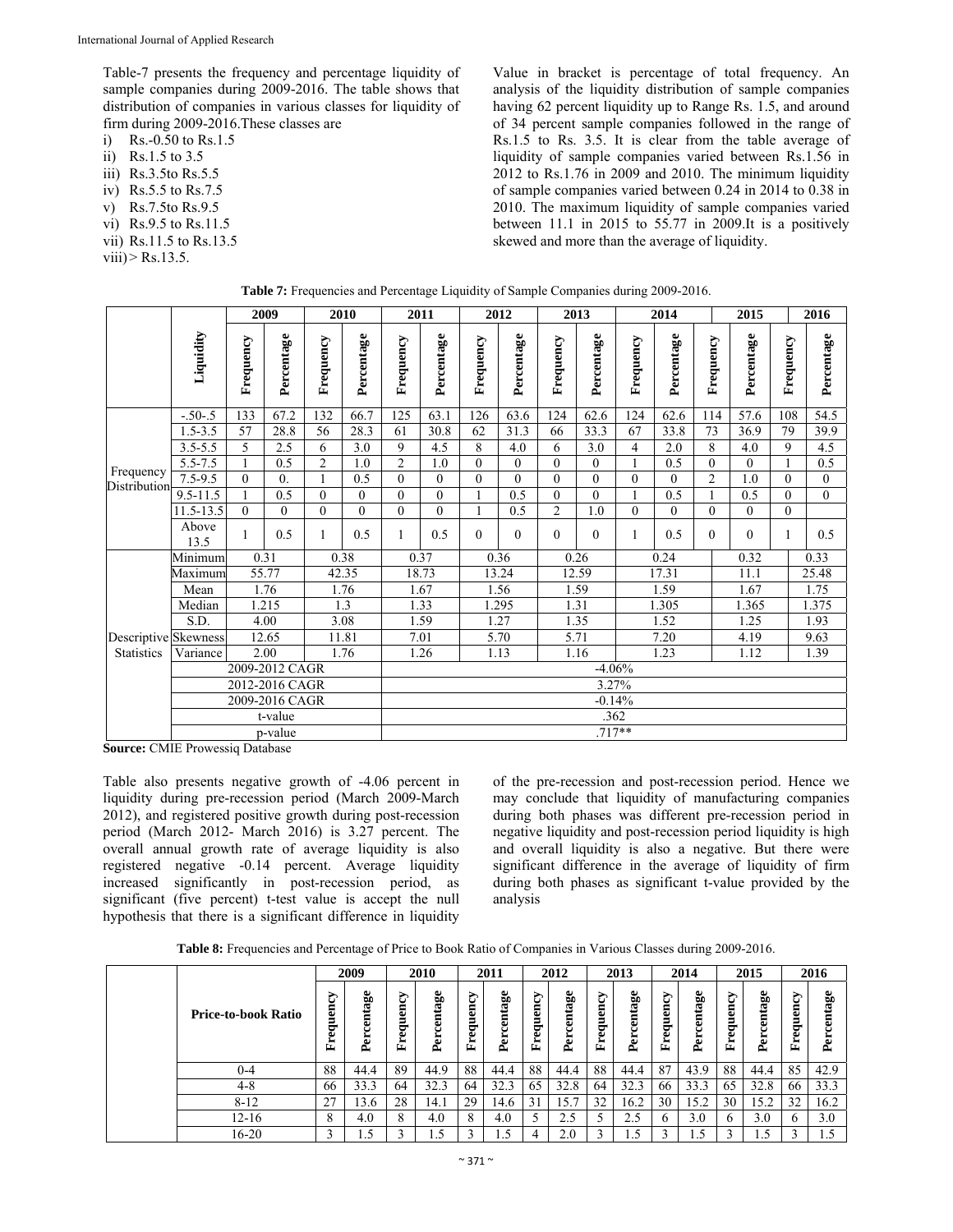Table-7 presents the frequency and percentage liquidity of sample companies during 2009-2016. The table shows that distribution of companies in various classes for liquidity of firm during 2009-2016.These classes are

i) Rs.-0.50 to Rs.1.5
ii) Rs.1.5 to 3.5
iii) Rs.3.5to Rs.5.5
iv) Rs.5.5 to Rs.7.5
v) Rs.7.5to Rs.9.5
vi) Rs.9.5 to Rs.11.5
vii) Rs.11.5 to Rs.13.5
viii) > Rs.13.5.

Value in bracket is percentage of total frequency. An analysis of the liquidity distribution of sample companies having 62 percent liquidity up to Range Rs. 1.5, and around of 34 percent sample companies followed in the range of Rs.1.5 to Rs. 3.5. It is clear from the table average of liquidity of sample companies varied between Rs.1.56 in 2012 to Rs.1.76 in 2009 and 2010. The minimum liquidity of sample companies varied between 0.24 in 2014 to 0.38 in 2010. The maximum liquidity of sample companies varied between 11.1 in 2015 to 55.77 in 2009.It is a positively skewed and more than the average of liquidity.

**Table 7:** Frequencies and Percentage Liquidity of Sample Companies during 2009-2016.

| | | 2009 | | 2010 | | 2011 | | 2012 | | 2013 | | 2014 | | 2015 | | 2016 | |
|---|---|---|---|---|---|---|---|---|---|---|---|---|---|---|---|---|---|
| | Liquidity | Frequency | Percentage | Frequency | Percentage | Frequency | Percentage | Frequency | Percentage | Frequency | Percentage | Frequency | Percentage | Frequency | Percentage | Frequency | Percentage |
| Frequency Distribution | -.50-.5 | 133 | 67.2 | 132 | 66.7 | 125 | 63.1 | 126 | 63.6 | 124 | 62.6 | 124 | 62.6 | 114 | 57.6 | 108 | 54.5 |
| | 1.5-3.5 | 57 | 28.8 | 56 | 28.3 | 61 | 30.8 | 62 | 31.3 | 66 | 33.3 | 67 | 33.8 | 73 | 36.9 | 79 | 39.9 |
| | 3.5-5.5 | 5 | 2.5 | 6 | 3.0 | 9 | 4.5 | 8 | 4.0 | 6 | 3.0 | 4 | 2.0 | 8 | 4.0 | 9 | 4.5 |
| | 5.5-7.5 | 1 | 0.5 | 2 | 1.0 | 2 | 1.0 | 0 | 0 | 0 | 0 | 1 | 0.5 | 0 | 0 | 1 | 0.5 |
| | 7.5-9.5 | 0 | 0. | 1 | 0.5 | 0 | 0 | 0 | 0 | 0 | 0 | 0 | 0 | 2 | 1.0 | 0 | 0 |
| | 9.5-11.5 | 1 | 0.5 | 0 | 0 | 0 | 0 | 1 | 0.5 | 0 | 0 | 1 | 0.5 | 1 | 0.5 | 0 | 0 |
| | 11.5-13.5 | 0 | 0 | 0 | 0 | 0 | 0 | 1 | 0.5 | 2 | 1.0 | 0 | 0 | 0 | 0 | 0 | |
| | Above 13.5 | 1 | 0.5 | 1 | 0.5 | 1 | 0.5 | 0 | 0 | 0 | 0 | 1 | 0.5 | 0 | 0 | 1 | 0.5 |
| Descriptive Statistics | Minimum | 0.31 | | 0.38 | | 0.37 | | 0.36 | | 0.26 | | 0.24 | | 0.32 | | 0.33 | |
| | Maximum | 55.77 | | 42.35 | | 18.73 | | 13.24 | | 12.59 | | 17.31 | | 11.1 | | 25.48 | |
| | Mean | 1.76 | | 1.76 | | 1.67 | | 1.56 | | 1.59 | | 1.59 | | 1.67 | | 1.75 | |
| | Median | 1.215 | | 1.3 | | 1.33 | | 1.295 | | 1.31 | | 1.305 | | 1.365 | | 1.375 | |
| | S.D. | 4.00 | | 3.08 | | 1.59 | | 1.27 | | 1.35 | | 1.52 | | 1.25 | | 1.93 | |
| | Skewness | 12.65 | | 11.81 | | 7.01 | | 5.70 | | 5.71 | | 7.20 | | 4.19 | | 9.63 | |
| | Variance | 2.00 | | 1.76 | | 1.26 | | 1.13 | | 1.16 | | 1.23 | | 1.12 | | 1.39 | |
| | 2009-2012 CAGR | | | | | -4.06% | | | | | | | | | | | |
| | 2012-2016 CAGR | | | | | 3.27% | | | | | | | | | | | |
| | 2009-2016 CAGR | | | | | -0.14% | | | | | | | | | | | |
| | t-value | | | | | .362 | | | | | | | | | | | |
| | p-value | | | | | .717** | | | | | | | | | | | |

**Source:** CMIE Prowessiq Database

Table also presents negative growth of -4.06 percent in liquidity during pre-recession period (March 2009-March 2012), and registered positive growth during post-recession period (March 2012- March 2016) is 3.27 percent. The overall annual growth rate of average liquidity is also registered negative -0.14 percent. Average liquidity increased significantly in post-recession period, as significant (five percent) t-test value is accept the null hypothesis that there is a significant difference in liquidity of the pre-recession and post-recession period. Hence we may conclude that liquidity of manufacturing companies during both phases was different pre-recession period in negative liquidity and post-recession period liquidity is high and overall liquidity is also a negative. But there were significant difference in the average of liquidity of firm during both phases as significant t-value provided by the analysis

**Table 8:** Frequencies and Percentage of Price to Book Ratio of Companies in Various Classes during 2009-2016.

| | | 2009 | | 2010 | | 2011 | | 2012 | | 2013 | | 2014 | | 2015 | | 2016 | |
|---|---|---|---|---|---|---|---|---|---|---|---|---|---|---|---|---|---|
| | Price-to-book Ratio | Frequency | Percentage | Frequency | Percentage | Frequency | Percentage | Frequency | Percentage | Frequency | Percentage | Frequency | Percentage | Frequency | Percentage | Frequency | Percentage |
| | 0-4 | 88 | 44.4 | 89 | 44.9 | 88 | 44.4 | 88 | 44.4 | 88 | 44.4 | 87 | 43.9 | 88 | 44.4 | 85 | 42.9 |
| | 4-8 | 66 | 33.3 | 64 | 32.3 | 64 | 32.3 | 65 | 32.8 | 64 | 32.3 | 66 | 33.3 | 65 | 32.8 | 66 | 33.3 |
| | 8-12 | 27 | 13.6 | 28 | 14.1 | 29 | 14.6 | 31 | 15.7 | 32 | 16.2 | 30 | 15.2 | 30 | 15.2 | 32 | 16.2 |
| | 12-16 | 8 | 4.0 | 8 | 4.0 | 8 | 4.0 | 5 | 2.5 | 5 | 2.5 | 6 | 3.0 | 6 | 3.0 | 6 | 3.0 |
| | 16-20 | 3 | 1.5 | 3 | 1.5 | 3 | 1.5 | 4 | 2.0 | 3 | 1.5 | 3 | 1.5 | 3 | 1.5 | 3 | 1.5 |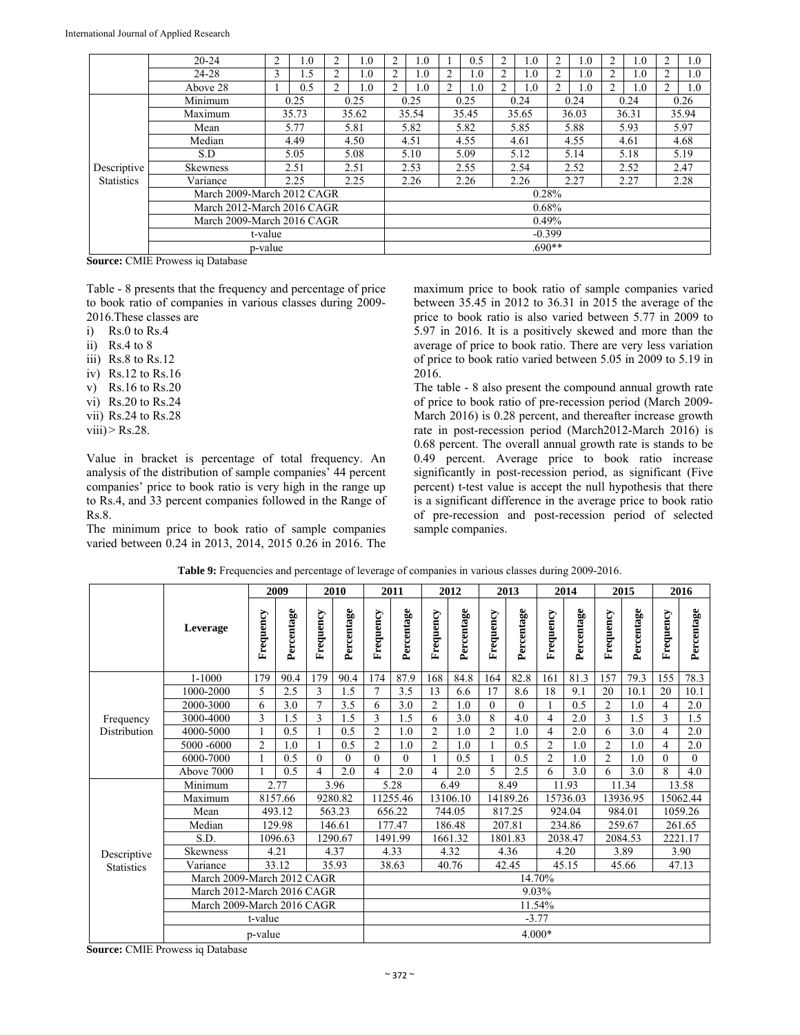| | | | | | | | | | | | | | | | | | |
|---|---|---|---|---|---|---|---|---|---|---|---|---|---|---|---|---|---|
| | 20-24 | 2 | 1.0 | 2 | 1.0 | 2 | 1.0 | 1 | 0.5 | 2 | 1.0 | 2 | 1.0 | 2 | 1.0 | 2 | 1.0 |
| | 24-28 | 3 | 1.5 | 2 | 1.0 | 2 | 1.0 | 2 | 1.0 | 2 | 1.0 | 2 | 1.0 | 2 | 1.0 | 2 | 1.0 |
| | Above 28 | 1 | 0.5 | 2 | 1.0 | 2 | 1.0 | 2 | 1.0 | 2 | 1.0 | 2 | 1.0 | 2 | 1.0 | 2 | 1.0 |
| Descriptive Statistics | Minimum | 0.25 | | 0.25 | | 0.25 | | 0.25 | | 0.24 | | 0.24 | | 0.24 | | 0.26 | |
| | Maximum | 35.73 | | 35.62 | | 35.54 | | 35.45 | | 35.65 | | 36.03 | | 36.31 | | 35.94 | |
| | Mean | 5.77 | | 5.81 | | 5.82 | | 5.82 | | 5.85 | | 5.88 | | 5.93 | | 5.97 | |
| | Median | 4.49 | | 4.50 | | 4.51 | | 4.55 | | 4.61 | | 4.55 | | 4.61 | | 4.68 | |
| | S.D | 5.05 | | 5.08 | | 5.10 | | 5.09 | | 5.12 | | 5.14 | | 5.18 | | 5.19 | |
| | Skewness | 2.51 | | 2.51 | | 2.53 | | 2.55 | | 2.54 | | 2.52 | | 2.52 | | 2.47 | |
| | Variance | 2.25 | | 2.25 | | 2.26 | | 2.26 | | 2.26 | | 2.27 | | 2.27 | | 2.28 | |
| | March 2009-March 2012 CAGR | | | | | 0.28% | | | | | | | | | | | |
| | March 2012-March 2016 CAGR | | | | | 0.68% | | | | | | | | | | | |
| | March 2009-March 2016 CAGR | | | | | 0.49% | | | | | | | | | | | |
| | t-value | | | | | -0.399 | | | | | | | | | | | |
| | p-value | | | | | .690** | | | | | | | | | | | |

**Source:** CMIE Prowess iq Database

Table - 8 presents that the frequency and percentage of price to book ratio of companies in various classes during 2009-2016.These classes are

i) Rs.0 to Rs.4
ii) Rs.4 to 8
iii) Rs.8 to Rs.12
iv) Rs.12 to Rs.16
v) Rs.16 to Rs.20
vi) Rs.20 to Rs.24
vii) Rs.24 to Rs.28
viii) > Rs.28.

Value in bracket is percentage of total frequency. An analysis of the distribution of sample companies' 44 percent companies' price to book ratio is very high in the range up to Rs.4, and 33 percent companies followed in the Range of Rs.8.

The minimum price to book ratio of sample companies varied between 0.24 in 2013, 2014, 2015 0.26 in 2016. The maximum price to book ratio of sample companies varied between 35.45 in 2012 to 36.31 in 2015 the average of the price to book ratio is also varied between 5.77 in 2009 to 5.97 in 2016. It is a positively skewed and more than the average of price to book ratio. There are very less variation of price to book ratio varied between 5.05 in 2009 to 5.19 in 2016.

The table - 8 also present the compound annual growth rate of price to book ratio of pre-recession period (March 2009-March 2016) is 0.28 percent, and thereafter increase growth rate in post-recession period (March2012-March 2016) is 0.68 percent. The overall annual growth rate is stands to be 0.49 percent. Average price to book ratio increase significantly in post-recession period, as significant (Five percent) t-test value is accept the null hypothesis that there is a significant difference in the average price to book ratio of pre-recession and post-recession period of selected sample companies.

**Table 9:** Frequencies and percentage of leverage of companies in various classes during 2009-2016.

| | Leverage | 2009 Frequency | 2009 Percentage | 2010 Frequency | 2010 Percentage | 2011 Frequency | 2011 Percentage | 2012 Frequency | 2012 Percentage | 2013 Frequency | 2013 Percentage | 2014 Frequency | 2014 Percentage | 2015 Frequency | 2015 Percentage | 2016 Frequency | 2016 Percentage |
|---|---|---|---|---|---|---|---|---|---|---|---|---|---|---|---|---|---|
| Frequency Distribution | 1-1000 | 179 | 90.4 | 179 | 90.4 | 174 | 87.9 | 168 | 84.8 | 164 | 82.8 | 161 | 81.3 | 157 | 79.3 | 155 | 78.3 |
| | 1000-2000 | 5 | 2.5 | 3 | 1.5 | 7 | 3.5 | 13 | 6.6 | 17 | 8.6 | 18 | 9.1 | 20 | 10.1 | 20 | 10.1 |
| | 2000-3000 | 6 | 3.0 | 7 | 3.5 | 6 | 3.0 | 2 | 1.0 | 0 | 0 | 1 | 0.5 | 2 | 1.0 | 4 | 2.0 |
| | 3000-4000 | 3 | 1.5 | 3 | 1.5 | 3 | 1.5 | 6 | 3.0 | 8 | 4.0 | 4 | 2.0 | 3 | 1.5 | 3 | 1.5 |
| | 4000-5000 | 1 | 0.5 | 1 | 0.5 | 2 | 1.0 | 2 | 1.0 | 2 | 1.0 | 4 | 2.0 | 6 | 3.0 | 4 | 2.0 |
| | 5000 -6000 | 2 | 1.0 | 1 | 0.5 | 2 | 1.0 | 2 | 1.0 | 1 | 0.5 | 2 | 1.0 | 2 | 1.0 | 4 | 2.0 |
| | 6000-7000 | 1 | 0.5 | 0 | 0 | 0 | 0 | 1 | 0.5 | 1 | 0.5 | 2 | 1.0 | 2 | 1.0 | 0 | 0 |
| | Above 7000 | 1 | 0.5 | 4 | 2.0 | 4 | 2.0 | 4 | 2.0 | 5 | 2.5 | 6 | 3.0 | 6 | 3.0 | 8 | 4.0 |
| Descriptive Statistics | Minimum | 2.77 | | 3.96 | | 5.28 | | 6.49 | | 8.49 | | 11.93 | | 11.34 | | 13.58 | |
| | Maximum | 8157.66 | | 9280.82 | | 11255.46 | | 13106.10 | | 14189.26 | | 15736.03 | | 13936.95 | | 15062.44 | |
| | Mean | 493.12 | | 563.23 | | 656.22 | | 744.05 | | 817.25 | | 924.04 | | 984.01 | | 1059.26 | |
| | Median | 129.98 | | 146.61 | | 177.47 | | 186.48 | | 207.81 | | 234.86 | | 259.67 | | 261.65 | |
| | S.D. | 1096.63 | | 1290.67 | | 1491.99 | | 1661.32 | | 1801.83 | | 2038.47 | | 2084.53 | | 2221.17 | |
| | Skewness | 4.21 | | 4.37 | | 4.33 | | 4.32 | | 4.36 | | 4.20 | | 3.89 | | 3.90 | |
| | Variance | 33.12 | | 35.93 | | 38.63 | | 40.76 | | 42.45 | | 45.15 | | 45.66 | | 47.13 | |
| | March 2009-March 2012 CAGR | | | | | 14.70% | | | | | | | | | | | |
| | March 2012-March 2016 CAGR | | | | | 9.03% | | | | | | | | | | | |
| | March 2009-March 2016 CAGR | | | | | 11.54% | | | | | | | | | | | |
| | t-value | | | | | -3.77 | | | | | | | | | | | |
| | p-value | | | | | 4.000* | | | | | | | | | | | |

**Source:** CMIE Prowess iq Database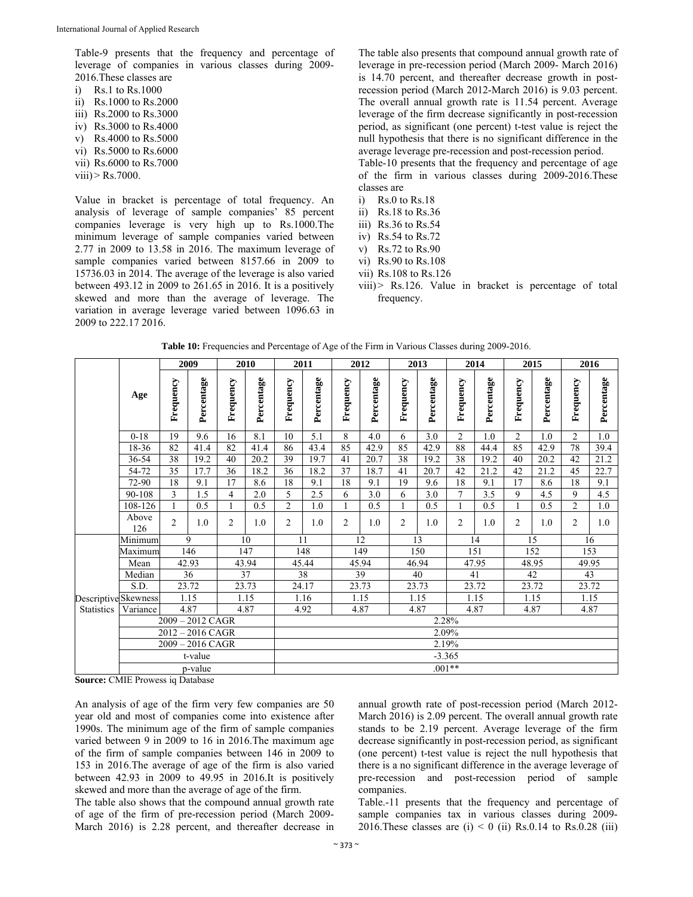Table-9 presents that the frequency and percentage of leverage of companies in various classes during 2009-2016.These classes are

i) Rs.1 to Rs.1000
ii) Rs.1000 to Rs.2000
iii) Rs.2000 to Rs.3000
iv) Rs.3000 to Rs.4000
v) Rs.4000 to Rs.5000
vi) Rs.5000 to Rs.6000
vii) Rs.6000 to Rs.7000
viii) > Rs.7000.

Value in bracket is percentage of total frequency. An analysis of leverage of sample companies' 85 percent companies leverage is very high up to Rs.1000.The minimum leverage of sample companies varied between 2.77 in 2009 to 13.58 in 2016. The maximum leverage of sample companies varied between 8157.66 in 2009 to 15736.03 in 2014. The average of the leverage is also varied between 493.12 in 2009 to 261.65 in 2016. It is a positively skewed and more than the average of leverage. The variation in average leverage varied between 1096.63 in 2009 to 222.17 2016.

The table also presents that compound annual growth rate of leverage in pre-recession period (March 2009- March 2016) is 14.70 percent, and thereafter decrease growth in post-recession period (March 2012-March 2016) is 9.03 percent. The overall annual growth rate is 11.54 percent. Average leverage of the firm decrease significantly in post-recession period, as significant (one percent) t-test value is reject the null hypothesis that there is no significant difference in the average leverage pre-recession and post-recession period.

Table-10 presents that the frequency and percentage of age of the firm in various classes during 2009-2016.These classes are

i) Rs.0 to Rs.18
ii) Rs.18 to Rs.36
iii) Rs.36 to Rs.54
iv) Rs.54 to Rs.72
v) Rs.72 to Rs.90
vi) Rs.90 to Rs.108
vii) Rs.108 to Rs.126
viii) > Rs.126. Value in bracket is percentage of total frequency.

**Table 10:** Frequencies and Percentage of Age of the Firm in Various Classes during 2009-2016.

| | Age | 2009 | | 2010 | | 2011 | | 2012 | | 2013 | | 2014 | | 2015 | | 2016 | |
|---|---|---|---|---|---|---|---|---|---|---|---|---|---|---|---|---|---|
| | | Frequency | Percentage | Frequency | Percentage | Frequency | Percentage | Frequency | Percentage | Frequency | Percentage | Frequency | Percentage | Frequency | Percentage | Frequency | Percentage |
| | 0-18 | 19 | 9.6 | 16 | 8.1 | 10 | 5.1 | 8 | 4.0 | 6 | 3.0 | 2 | 1.0 | 2 | 1.0 | 2 | 1.0 |
| | 18-36 | 82 | 41.4 | 82 | 41.4 | 86 | 43.4 | 85 | 42.9 | 85 | 42.9 | 88 | 44.4 | 85 | 42.9 | 78 | 39.4 |
| | 36-54 | 38 | 19.2 | 40 | 20.2 | 39 | 19.7 | 41 | 20.7 | 38 | 19.2 | 38 | 19.2 | 40 | 20.2 | 42 | 21.2 |
| | 54-72 | 35 | 17.7 | 36 | 18.2 | 36 | 18.2 | 37 | 18.7 | 41 | 20.7 | 42 | 21.2 | 42 | 21.2 | 45 | 22.7 |
| | 72-90 | 18 | 9.1 | 17 | 8.6 | 18 | 9.1 | 18 | 9.1 | 19 | 9.6 | 18 | 9.1 | 17 | 8.6 | 18 | 9.1 |
| | 90-108 | 3 | 1.5 | 4 | 2.0 | 5 | 2.5 | 6 | 3.0 | 6 | 3.0 | 7 | 3.5 | 9 | 4.5 | 9 | 4.5 |
| | 108-126 | 1 | 0.5 | 1 | 0.5 | 2 | 1.0 | 1 | 0.5 | 1 | 0.5 | 1 | 0.5 | 1 | 0.5 | 2 | 1.0 |
| | Above 126 | 2 | 1.0 | 2 | 1.0 | 2 | 1.0 | 2 | 1.0 | 2 | 1.0 | 2 | 1.0 | 2 | 1.0 | 2 | 1.0 |
| Descriptive Statistics | Minimum | 9 | | 10 | | 11 | | 12 | | 13 | | 14 | | 15 | | 16 | |
| | Maximum | 146 | | 147 | | 148 | | 149 | | 150 | | 151 | | 152 | | 153 | |
| | Mean | 42.93 | | 43.94 | | 45.44 | | 45.94 | | 46.94 | | 47.95 | | 48.95 | | 49.95 | |
| | Median | 36 | | 37 | | 38 | | 39 | | 40 | | 41 | | 42 | | 43 | |
| | S.D. | 23.72 | | 23.73 | | 24.17 | | 23.73 | | 23.73 | | 23.72 | | 23.72 | | 23.72 | |
| | Skewness | 1.15 | | 1.15 | | 1.16 | | 1.15 | | 1.15 | | 1.15 | | 1.15 | | 1.15 | |
| | Variance | 4.87 | | 4.87 | | 4.92 | | 4.87 | | 4.87 | | 4.87 | | 4.87 | | 4.87 | |
| | 2009 – 2012 CAGR | | | | | 2.28% | | | | | | | | | | | |
| | 2012 – 2016 CAGR | | | | | 2.09% | | | | | | | | | | | |
| | 2009 – 2016 CAGR | | | | | 2.19% | | | | | | | | | | | |
| | t-value | | | | | -3.365 | | | | | | | | | | | |
| | p-value | | | | | .001** | | | | | | | | | | | |

**Source:** CMIE Prowess iq Database

An analysis of age of the firm very few companies are 50 year old and most of companies come into existence after 1990s. The minimum age of the firm of sample companies varied between 9 in 2009 to 16 in 2016.The maximum age of the firm of sample companies between 146 in 2009 to 153 in 2016.The average of age of the firm is also varied between 42.93 in 2009 to 49.95 in 2016.It is positively skewed and more than the average of age of the firm.

The table also shows that the compound annual growth rate of age of the firm of pre-recession period (March 2009-March 2016) is 2.28 percent, and thereafter decrease in annual growth rate of post-recession period (March 2012-March 2016) is 2.09 percent. The overall annual growth rate stands to be 2.19 percent. Average leverage of the firm decrease significantly in post-recession period, as significant (one percent) t-test value is reject the null hypothesis that there is a no significant difference in the average leverage of pre-recession and post-recession period of sample companies.

Table.-11 presents that the frequency and percentage of sample companies tax in various classes during 2009-2016.These classes are (i) < 0 (ii) Rs.0.14 to Rs.0.28 (iii)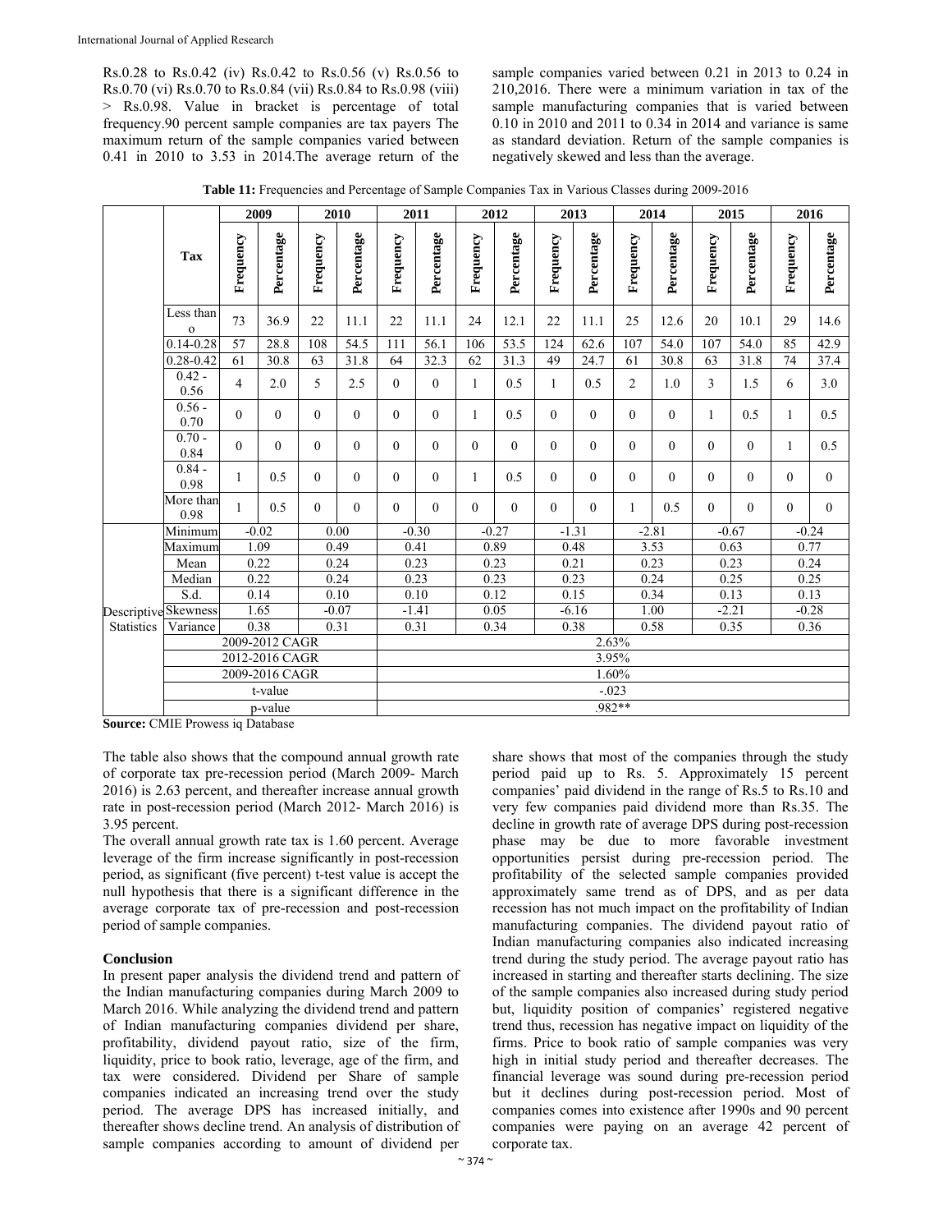Rs.0.28 to Rs.0.42 (iv) Rs.0.42 to Rs.0.56 (v) Rs.0.56 to Rs.0.70 (vi) Rs.0.70 to Rs.0.84 (vii) Rs.0.84 to Rs.0.98 (viii) > Rs.0.98. Value in bracket is percentage of total frequency.90 percent sample companies are tax payers The maximum return of the sample companies varied between 0.41 in 2010 to 3.53 in 2014.The average return of the sample companies varied between 0.21 in 2013 to 0.24 in 210,2016. There were a minimum variation in tax of the sample manufacturing companies that is varied between 0.10 in 2010 and 2011 to 0.34 in 2014 and variance is same as standard deviation. Return of the sample companies is negatively skewed and less than the average.

**Table 11:** Frequencies and Percentage of Sample Companies Tax in Various Classes during 2009-2016

| | Tax | 2009 | | 2010 | | 2011 | | 2012 | | 2013 | | 2014 | | 2015 | | 2016 | |
|---|---|---|---|---|---|---|---|---|---|---|---|---|---|---|---|---|---|
| | | Frequency | Percentage | Frequency | Percentage | Frequency | Percentage | Frequency | Percentage | Frequency | Percentage | Frequency | Percentage | Frequency | Percentage | Frequency | Percentage |
| | Less than o | 73 | 36.9 | 22 | 11.1 | 22 | 11.1 | 24 | 12.1 | 22 | 11.1 | 25 | 12.6 | 20 | 10.1 | 29 | 14.6 |
| | 0.14-0.28 | 57 | 28.8 | 108 | 54.5 | 111 | 56.1 | 106 | 53.5 | 124 | 62.6 | 107 | 54.0 | 107 | 54.0 | 85 | 42.9 |
| | 0.28-0.42 | 61 | 30.8 | 63 | 31.8 | 64 | 32.3 | 62 | 31.3 | 49 | 24.7 | 61 | 30.8 | 63 | 31.8 | 74 | 37.4 |
| | 0.42 - 0.56 | 4 | 2.0 | 5 | 2.5 | 0 | 0 | 1 | 0.5 | 1 | 0.5 | 2 | 1.0 | 3 | 1.5 | 6 | 3.0 |
| | 0.56 - 0.70 | 0 | 0 | 0 | 0 | 0 | 0 | 1 | 0.5 | 0 | 0 | 0 | 0 | 1 | 0.5 | 1 | 0.5 |
| | 0.70 - 0.84 | 0 | 0 | 0 | 0 | 0 | 0 | 0 | 0 | 0 | 0 | 0 | 0 | 0 | 0 | 1 | 0.5 |
| | 0.84 - 0.98 | 1 | 0.5 | 0 | 0 | 0 | 0 | 1 | 0.5 | 0 | 0 | 0 | 0 | 0 | 0 | 0 | 0 |
| | More than 0.98 | 1 | 0.5 | 0 | 0 | 0 | 0 | 0 | 0 | 0 | 0 | 1 | 0.5 | 0 | 0 | 0 | 0 |
| Descriptive Statistics | Minimum | -0.02 | | 0.00 | | -0.30 | | -0.27 | | -1.31 | | -2.81 | | -0.67 | | -0.24 | |
| | Maximum | 1.09 | | 0.49 | | 0.41 | | 0.89 | | 0.48 | | 3.53 | | 0.63 | | 0.77 | |
| | Mean | 0.22 | | 0.24 | | 0.23 | | 0.23 | | 0.21 | | 0.23 | | 0.23 | | 0.24 | |
| | Median | 0.22 | | 0.24 | | 0.23 | | 0.23 | | 0.23 | | 0.24 | | 0.25 | | 0.25 | |
| | S.d. | 0.14 | | 0.10 | | 0.10 | | 0.12 | | 0.15 | | 0.34 | | 0.13 | | 0.13 | |
| | Skewness | 1.65 | | -0.07 | | -1.41 | | 0.05 | | -6.16 | | 1.00 | | -2.21 | | -0.28 | |
| | Variance | 0.38 | | 0.31 | | 0.31 | | 0.34 | | 0.38 | | 0.58 | | 0.35 | | 0.36 | |
| | 2009-2012 CAGR | | | | | 2.63% | | | | | | | | | | | |
| | 2012-2016 CAGR | | | | | 3.95% | | | | | | | | | | | |
| | 2009-2016 CAGR | | | | | 1.60% | | | | | | | | | | | |
| | t-value | | | | | -.023 | | | | | | | | | | | |
| | p-value | | | | | .982** | | | | | | | | | | | |

**Source:** CMIE Prowess iq Database

The table also shows that the compound annual growth rate of corporate tax pre-recession period (March 2009- March 2016) is 2.63 percent, and thereafter increase annual growth rate in post-recession period (March 2012- March 2016) is 3.95 percent.

The overall annual growth rate tax is 1.60 percent. Average leverage of the firm increase significantly in post-recession period, as significant (five percent) t-test value is accept the null hypothesis that there is a significant difference in the average corporate tax of pre-recession and post-recession period of sample companies.

## Conclusion

In present paper analysis the dividend trend and pattern of the Indian manufacturing companies during March 2009 to March 2016. While analyzing the dividend trend and pattern of Indian manufacturing companies dividend per share, profitability, dividend payout ratio, size of the firm, liquidity, price to book ratio, leverage, age of the firm, and tax were considered. Dividend per Share of sample companies indicated an increasing trend over the study period. The average DPS has increased initially, and thereafter shows decline trend. An analysis of distribution of sample companies according to amount of dividend per share shows that most of the companies through the study period paid up to Rs. 5. Approximately 15 percent companies' paid dividend in the range of Rs.5 to Rs.10 and very few companies paid dividend more than Rs.35. The decline in growth rate of average DPS during post-recession phase may be due to more favorable investment opportunities persist during pre-recession period. The profitability of the selected sample companies provided approximately same trend as of DPS, and as per data recession has not much impact on the profitability of Indian manufacturing companies. The dividend payout ratio of Indian manufacturing companies also indicated increasing trend during the study period. The average payout ratio has increased in starting and thereafter starts declining. The size of the sample companies also increased during study period but, liquidity position of companies' registered negative trend thus, recession has negative impact on liquidity of the firms. Price to book ratio of sample companies was very high in initial study period and thereafter decreases. The financial leverage was sound during pre-recession period but it declines during post-recession period. Most of companies comes into existence after 1990s and 90 percent companies were paying on an average 42 percent of corporate tax.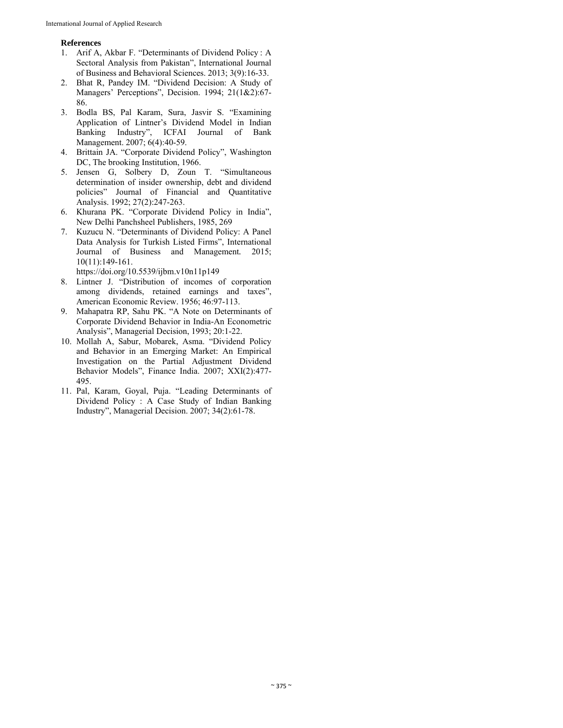**References**

1. Arif A, Akbar F. "Determinants of Dividend Policy : A Sectoral Analysis from Pakistan", International Journal of Business and Behavioral Sciences. 2013; 3(9):16-33.
2. Bhat R, Pandey IM. "Dividend Decision: A Study of Managers' Perceptions", Decision. 1994; 21(1&2):67-86.
3. Bodla BS, Pal Karam, Sura, Jasvir S. "Examining Application of Lintner's Dividend Model in Indian Banking Industry", ICFAI Journal of Bank Management. 2007; 6(4):40-59.
4. Brittain JA. "Corporate Dividend Policy", Washington DC, The brooking Institution, 1966.
5. Jensen G, Solbery D, Zoun T. "Simultaneous determination of insider ownership, debt and dividend policies" Journal of Financial and Quantitative Analysis. 1992; 27(2):247-263.
6. Khurana PK. "Corporate Dividend Policy in India", New Delhi Panchsheel Publishers, 1985, 269
7. Kuzucu N. "Determinants of Dividend Policy: A Panel Data Analysis for Turkish Listed Firms", International Journal of Business and Management. 2015; 10(11):149-161. https://doi.org/10.5539/ijbm.v10n11p149
8. Lintner J. "Distribution of incomes of corporation among dividends, retained earnings and taxes", American Economic Review. 1956; 46:97-113.
9. Mahapatra RP, Sahu PK. "A Note on Determinants of Corporate Dividend Behavior in India-An Econometric Analysis", Managerial Decision, 1993; 20:1-22.
10. Mollah A, Sabur, Mobarek, Asma. "Dividend Policy and Behavior in an Emerging Market: An Empirical Investigation on the Partial Adjustment Dividend Behavior Models", Finance India. 2007; XXI(2):477-495.
11. Pal, Karam, Goyal, Puja. "Leading Determinants of Dividend Policy : A Case Study of Indian Banking Industry", Managerial Decision. 2007; 34(2):61-78.